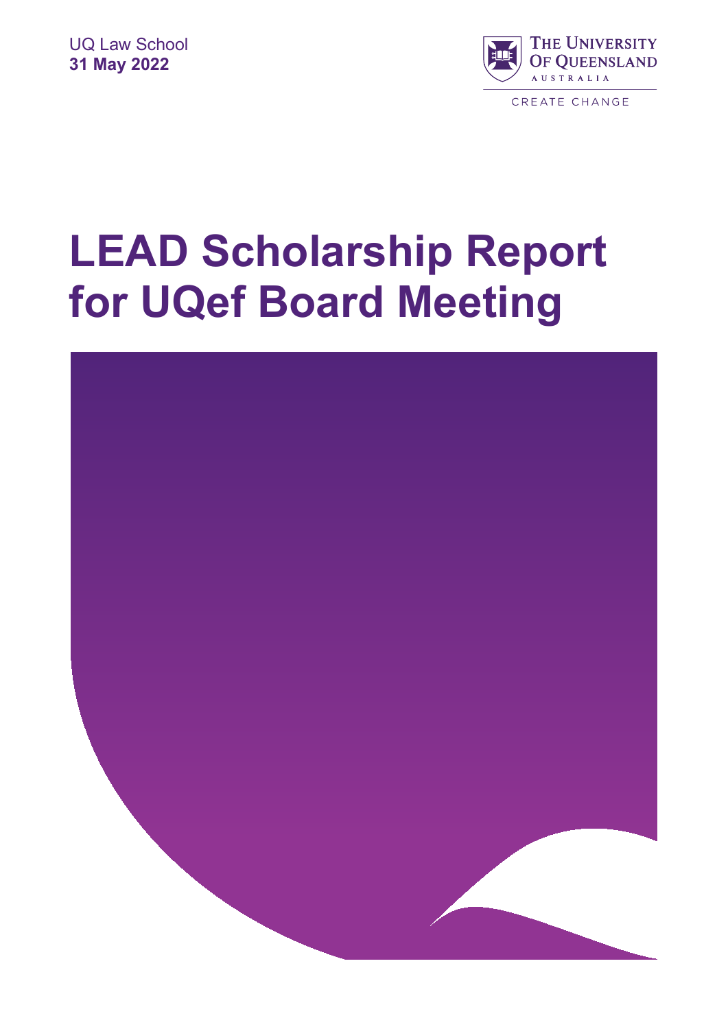UQ Law School
**31 May 2022**

THE UNIVERSITY OF QUEENSLAND
AUSTRALIA

CREATE CHANGE

# LEAD Scholarship Report for UQef Board Meeting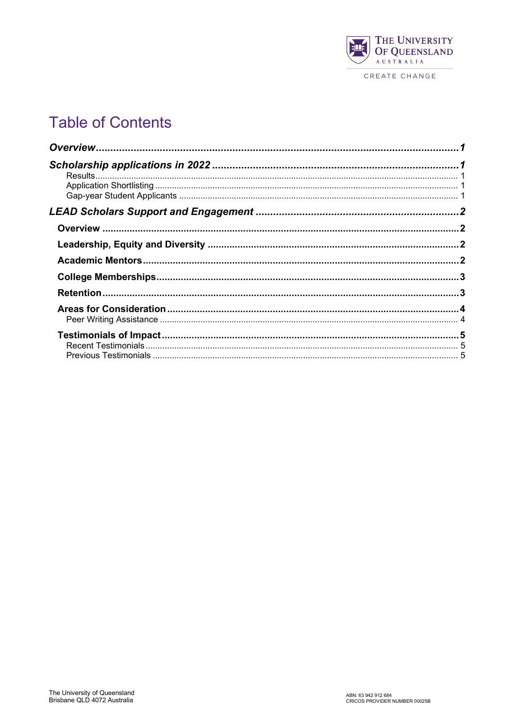# Table of Contents

*Overview* ......................................................................................................................... *1*

*Scholarship applications in 2022* .................................................................................... *1*

- Results ................................................................................................................................ 1
- Application Shortlisting ....................................................................................................... 1
- Gap-year Student Applicants .............................................................................................. 1

*LEAD Scholars Support and Engagement* ...................................................................... *2*

- **Overview** ........................................................................................................................... **2**
- **Leadership, Equity and Diversity** .................................................................................. **2**
- **Academic Mentors** ......................................................................................................... **2**
- **College Memberships** .................................................................................................... **3**
- **Retention** ....................................................................................................................... **3**
- **Areas for Consideration** ................................................................................................ **4**
  - Peer Writing Assistance ................................................................................................. 4
- **Testimonials of Impact** ................................................................................................... **5**
  - Recent Testimonials ....................................................................................................... 5
  - Previous Testimonials .................................................................................................... 5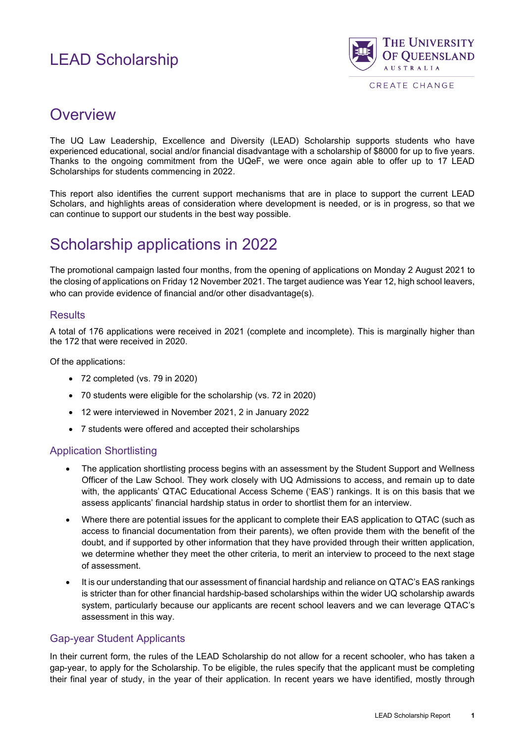# LEAD Scholarship

## Overview

The UQ Law Leadership, Excellence and Diversity (LEAD) Scholarship supports students who have experienced educational, social and/or financial disadvantage with a scholarship of $8000 for up to five years. Thanks to the ongoing commitment from the UQeF, we were once again able to offer up to 17 LEAD Scholarships for students commencing in 2022.

This report also identifies the current support mechanisms that are in place to support the current LEAD Scholars, and highlights areas of consideration where development is needed, or is in progress, so that we can continue to support our students in the best way possible.

## Scholarship applications in 2022

The promotional campaign lasted four months, from the opening of applications on Monday 2 August 2021 to the closing of applications on Friday 12 November 2021. The target audience was Year 12, high school leavers, who can provide evidence of financial and/or other disadvantage(s).

### Results

A total of 176 applications were received in 2021 (complete and incomplete). This is marginally higher than the 172 that were received in 2020.

Of the applications:

- 72 completed (vs. 79 in 2020)
- 70 students were eligible for the scholarship (vs. 72 in 2020)
- 12 were interviewed in November 2021, 2 in January 2022
- 7 students were offered and accepted their scholarships

### Application Shortlisting

- The application shortlisting process begins with an assessment by the Student Support and Wellness Officer of the Law School. They work closely with UQ Admissions to access, and remain up to date with, the applicants' QTAC Educational Access Scheme ('EAS') rankings. It is on this basis that we assess applicants' financial hardship status in order to shortlist them for an interview.
- Where there are potential issues for the applicant to complete their EAS application to QTAC (such as access to financial documentation from their parents), we often provide them with the benefit of the doubt, and if supported by other information that they have provided through their written application, we determine whether they meet the other criteria, to merit an interview to proceed to the next stage of assessment.
- It is our understanding that our assessment of financial hardship and reliance on QTAC's EAS rankings is stricter than for other financial hardship-based scholarships within the wider UQ scholarship awards system, particularly because our applicants are recent school leavers and we can leverage QTAC's assessment in this way.

### Gap-year Student Applicants

In their current form, the rules of the LEAD Scholarship do not allow for a recent schooler, who has taken a gap-year, to apply for the Scholarship. To be eligible, the rules specify that the applicant must be completing their final year of study, in the year of their application. In recent years we have identified, mostly through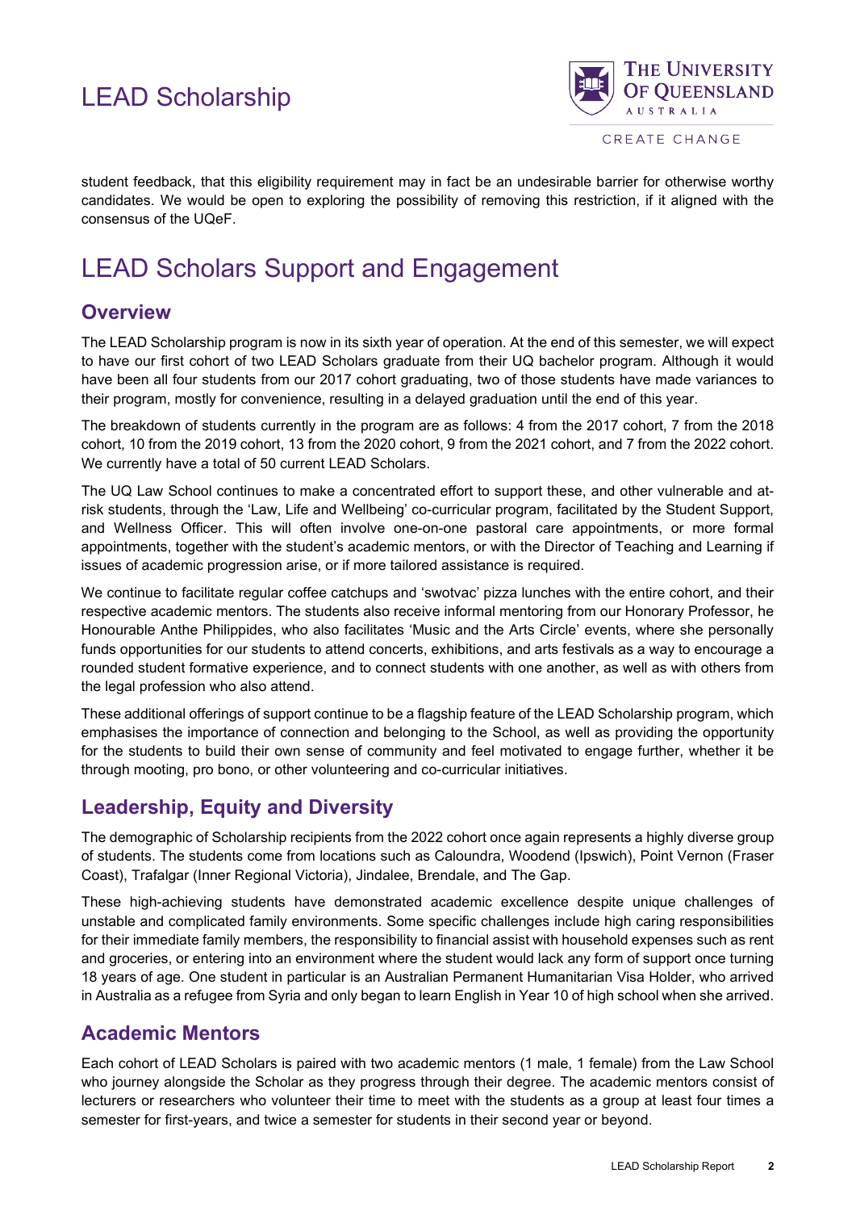student feedback, that this eligibility requirement may in fact be an undesirable barrier for otherwise worthy candidates. We would be open to exploring the possibility of removing this restriction, if it aligned with the consensus of the UQeF.

# LEAD Scholars Support and Engagement

## Overview

The LEAD Scholarship program is now in its sixth year of operation. At the end of this semester, we will expect to have our first cohort of two LEAD Scholars graduate from their UQ bachelor program. Although it would have been all four students from our 2017 cohort graduating, two of those students have made variances to their program, mostly for convenience, resulting in a delayed graduation until the end of this year.

The breakdown of students currently in the program are as follows: 4 from the 2017 cohort, 7 from the 2018 cohort, 10 from the 2019 cohort, 13 from the 2020 cohort, 9 from the 2021 cohort, and 7 from the 2022 cohort. We currently have a total of 50 current LEAD Scholars.

The UQ Law School continues to make a concentrated effort to support these, and other vulnerable and at-risk students, through the 'Law, Life and Wellbeing' co-curricular program, facilitated by the Student Support, and Wellness Officer. This will often involve one-on-one pastoral care appointments, or more formal appointments, together with the student's academic mentors, or with the Director of Teaching and Learning if issues of academic progression arise, or if more tailored assistance is required.

We continue to facilitate regular coffee catchups and 'swotvac' pizza lunches with the entire cohort, and their respective academic mentors. The students also receive informal mentoring from our Honorary Professor, he Honourable Anthe Philippides, who also facilitates 'Music and the Arts Circle' events, where she personally funds opportunities for our students to attend concerts, exhibitions, and arts festivals as a way to encourage a rounded student formative experience, and to connect students with one another, as well as with others from the legal profession who also attend.

These additional offerings of support continue to be a flagship feature of the LEAD Scholarship program, which emphasises the importance of connection and belonging to the School, as well as providing the opportunity for the students to build their own sense of community and feel motivated to engage further, whether it be through mooting, pro bono, or other volunteering and co-curricular initiatives.

## Leadership, Equity and Diversity

The demographic of Scholarship recipients from the 2022 cohort once again represents a highly diverse group of students. The students come from locations such as Caloundra, Woodend (Ipswich), Point Vernon (Fraser Coast), Trafalgar (Inner Regional Victoria), Jindalee, Brendale, and The Gap.

These high-achieving students have demonstrated academic excellence despite unique challenges of unstable and complicated family environments. Some specific challenges include high caring responsibilities for their immediate family members, the responsibility to financial assist with household expenses such as rent and groceries, or entering into an environment where the student would lack any form of support once turning 18 years of age. One student in particular is an Australian Permanent Humanitarian Visa Holder, who arrived in Australia as a refugee from Syria and only began to learn English in Year 10 of high school when she arrived.

## Academic Mentors

Each cohort of LEAD Scholars is paired with two academic mentors (1 male, 1 female) from the Law School who journey alongside the Scholar as they progress through their degree. The academic mentors consist of lecturers or researchers who volunteer their time to meet with the students as a group at least four times a semester for first-years, and twice a semester for students in their second year or beyond.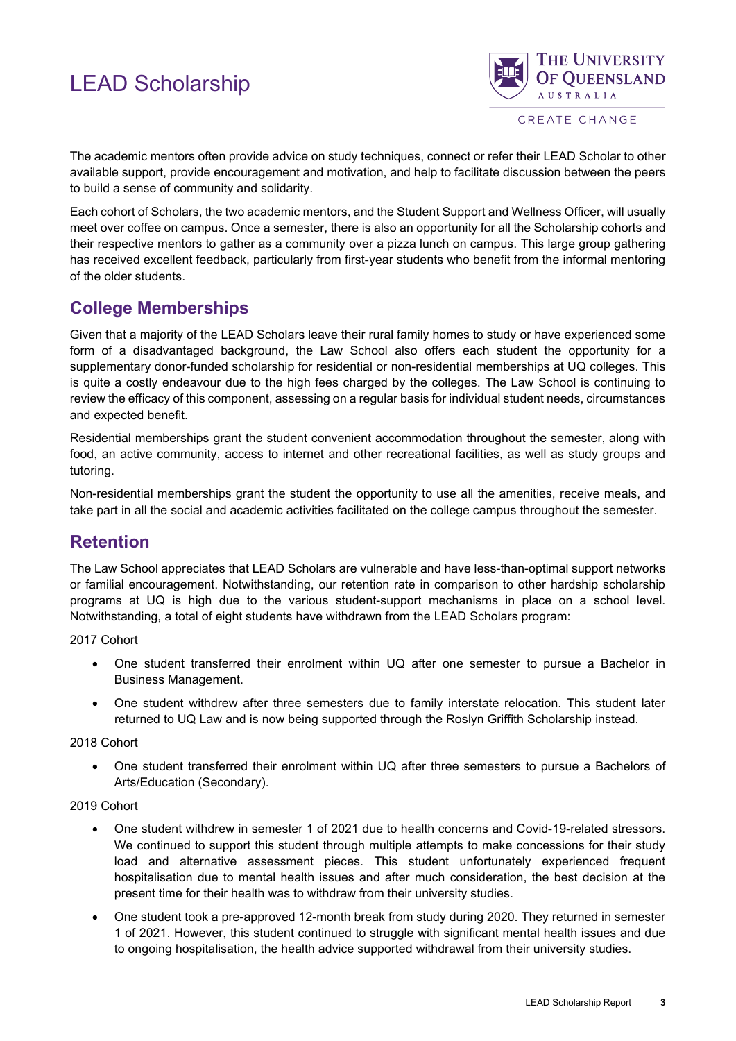The academic mentors often provide advice on study techniques, connect or refer their LEAD Scholar to other available support, provide encouragement and motivation, and help to facilitate discussion between the peers to build a sense of community and solidarity.

Each cohort of Scholars, the two academic mentors, and the Student Support and Wellness Officer, will usually meet over coffee on campus. Once a semester, there is also an opportunity for all the Scholarship cohorts and their respective mentors to gather as a community over a pizza lunch on campus. This large group gathering has received excellent feedback, particularly from first-year students who benefit from the informal mentoring of the older students.

## College Memberships

Given that a majority of the LEAD Scholars leave their rural family homes to study or have experienced some form of a disadvantaged background, the Law School also offers each student the opportunity for a supplementary donor-funded scholarship for residential or non-residential memberships at UQ colleges. This is quite a costly endeavour due to the high fees charged by the colleges. The Law School is continuing to review the efficacy of this component, assessing on a regular basis for individual student needs, circumstances and expected benefit.

Residential memberships grant the student convenient accommodation throughout the semester, along with food, an active community, access to internet and other recreational facilities, as well as study groups and tutoring.

Non-residential memberships grant the student the opportunity to use all the amenities, receive meals, and take part in all the social and academic activities facilitated on the college campus throughout the semester.

## Retention

The Law School appreciates that LEAD Scholars are vulnerable and have less-than-optimal support networks or familial encouragement. Notwithstanding, our retention rate in comparison to other hardship scholarship programs at UQ is high due to the various student-support mechanisms in place on a school level. Notwithstanding, a total of eight students have withdrawn from the LEAD Scholars program:

2017 Cohort

- One student transferred their enrolment within UQ after one semester to pursue a Bachelor in Business Management.
- One student withdrew after three semesters due to family interstate relocation. This student later returned to UQ Law and is now being supported through the Roslyn Griffith Scholarship instead.

2018 Cohort

- One student transferred their enrolment within UQ after three semesters to pursue a Bachelors of Arts/Education (Secondary).

2019 Cohort

- One student withdrew in semester 1 of 2021 due to health concerns and Covid-19-related stressors. We continued to support this student through multiple attempts to make concessions for their study load and alternative assessment pieces. This student unfortunately experienced frequent hospitalisation due to mental health issues and after much consideration, the best decision at the present time for their health was to withdraw from their university studies.
- One student took a pre-approved 12-month break from study during 2020. They returned in semester 1 of 2021. However, this student continued to struggle with significant mental health issues and due to ongoing hospitalisation, the health advice supported withdrawal from their university studies.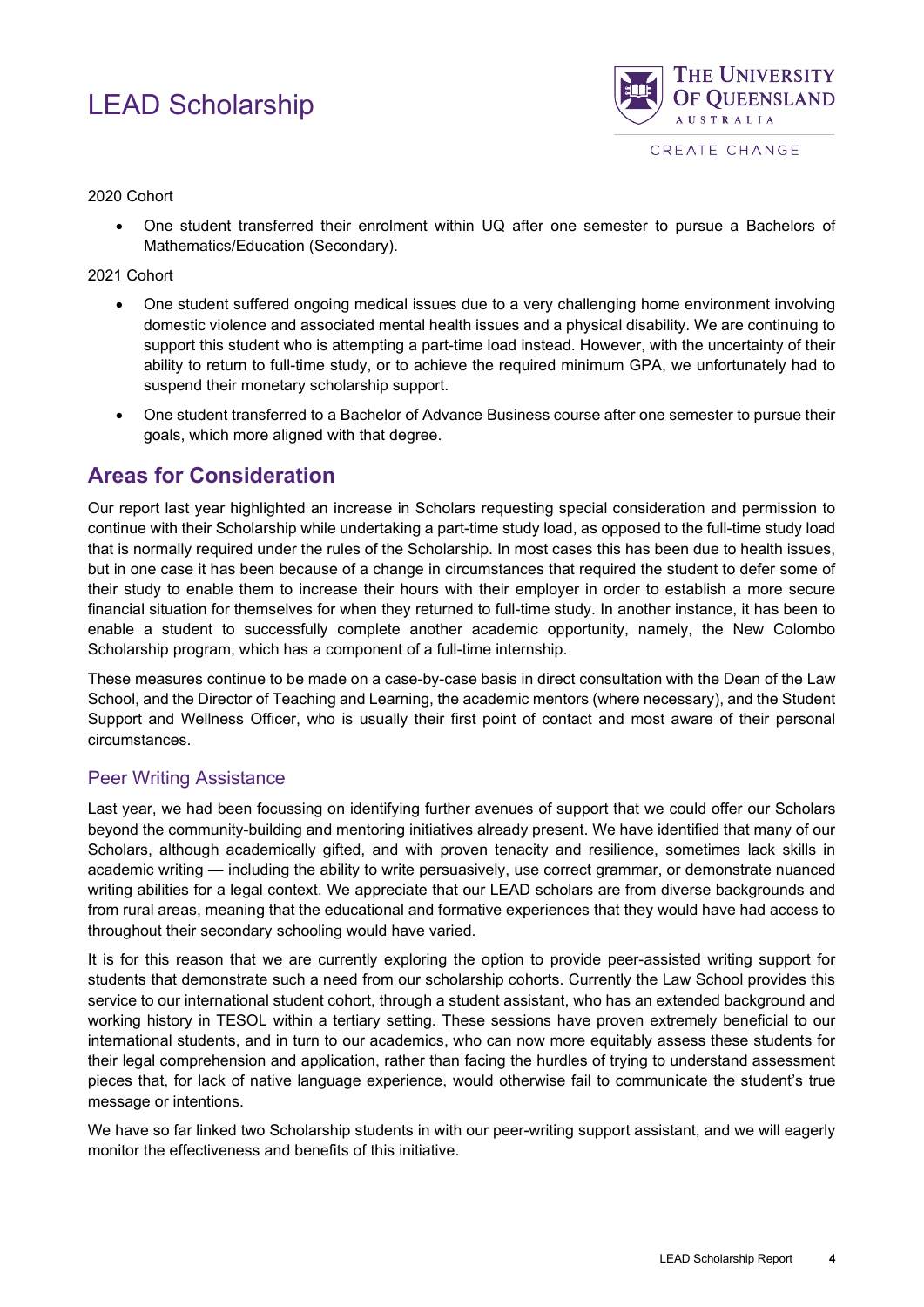2020 Cohort

- One student transferred their enrolment within UQ after one semester to pursue a Bachelors of Mathematics/Education (Secondary).

2021 Cohort

- One student suffered ongoing medical issues due to a very challenging home environment involving domestic violence and associated mental health issues and a physical disability. We are continuing to support this student who is attempting a part-time load instead. However, with the uncertainty of their ability to return to full-time study, or to achieve the required minimum GPA, we unfortunately had to suspend their monetary scholarship support.
- One student transferred to a Bachelor of Advance Business course after one semester to pursue their goals, which more aligned with that degree.

## Areas for Consideration

Our report last year highlighted an increase in Scholars requesting special consideration and permission to continue with their Scholarship while undertaking a part-time study load, as opposed to the full-time study load that is normally required under the rules of the Scholarship. In most cases this has been due to health issues, but in one case it has been because of a change in circumstances that required the student to defer some of their study to enable them to increase their hours with their employer in order to establish a more secure financial situation for themselves for when they returned to full-time study. In another instance, it has been to enable a student to successfully complete another academic opportunity, namely, the New Colombo Scholarship program, which has a component of a full-time internship.

These measures continue to be made on a case-by-case basis in direct consultation with the Dean of the Law School, and the Director of Teaching and Learning, the academic mentors (where necessary), and the Student Support and Wellness Officer, who is usually their first point of contact and most aware of their personal circumstances.

### Peer Writing Assistance

Last year, we had been focussing on identifying further avenues of support that we could offer our Scholars beyond the community-building and mentoring initiatives already present. We have identified that many of our Scholars, although academically gifted, and with proven tenacity and resilience, sometimes lack skills in academic writing — including the ability to write persuasively, use correct grammar, or demonstrate nuanced writing abilities for a legal context. We appreciate that our LEAD scholars are from diverse backgrounds and from rural areas, meaning that the educational and formative experiences that they would have had access to throughout their secondary schooling would have varied.

It is for this reason that we are currently exploring the option to provide peer-assisted writing support for students that demonstrate such a need from our scholarship cohorts. Currently the Law School provides this service to our international student cohort, through a student assistant, who has an extended background and working history in TESOL within a tertiary setting. These sessions have proven extremely beneficial to our international students, and in turn to our academics, who can now more equitably assess these students for their legal comprehension and application, rather than facing the hurdles of trying to understand assessment pieces that, for lack of native language experience, would otherwise fail to communicate the student's true message or intentions.

We have so far linked two Scholarship students in with our peer-writing support assistant, and we will eagerly monitor the effectiveness and benefits of this initiative.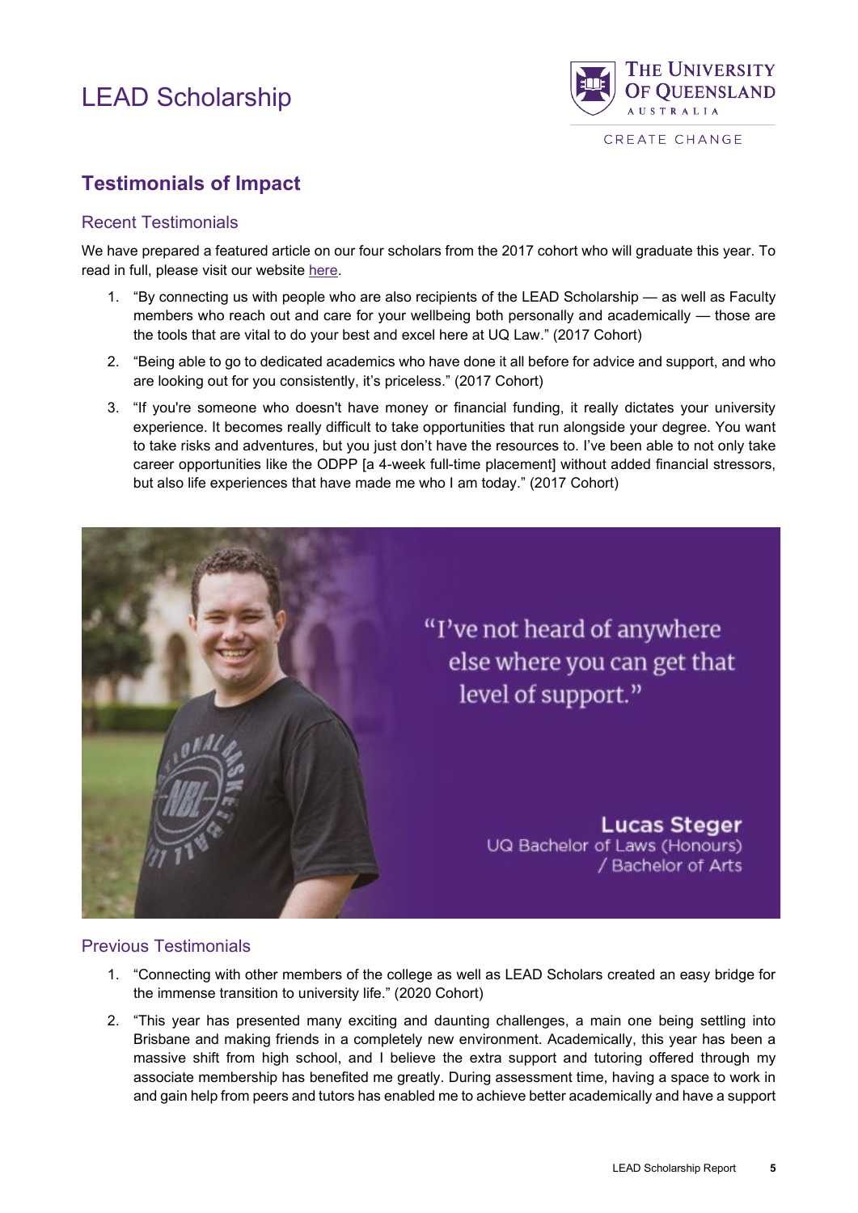# LEAD Scholarship

## Testimonials of Impact

### Recent Testimonials

We have prepared a featured article on our four scholars from the 2017 cohort who will graduate this year. To read in full, please visit our website [here](#).

1. "By connecting us with people who are also recipients of the LEAD Scholarship — as well as Faculty members who reach out and care for your wellbeing both personally and academically — those are the tools that are vital to do your best and excel here at UQ Law." (2017 Cohort)
2. "Being able to go to dedicated academics who have done it all before for advice and support, and who are looking out for you consistently, it's priceless." (2017 Cohort)
3. "If you're someone who doesn't have money or financial funding, it really dictates your university experience. It becomes really difficult to take opportunities that run alongside your degree. You want to take risks and adventures, but you just don't have the resources to. I've been able to not only take career opportunities like the ODPP [a 4-week full-time placement] without added financial stressors, but also life experiences that have made me who I am today." (2017 Cohort)

"I've not heard of anywhere else where you can get that level of support."

**Lucas Steger**
UQ Bachelor of Laws (Honours) / Bachelor of Arts

### Previous Testimonials

1. "Connecting with other members of the college as well as LEAD Scholars created an easy bridge for the immense transition to university life." (2020 Cohort)
2. "This year has presented many exciting and daunting challenges, a main one being settling into Brisbane and making friends in a completely new environment. Academically, this year has been a massive shift from high school, and I believe the extra support and tutoring offered through my associate membership has benefited me greatly. During assessment time, having a space to work in and gain help from peers and tutors has enabled me to achieve better academically and have a support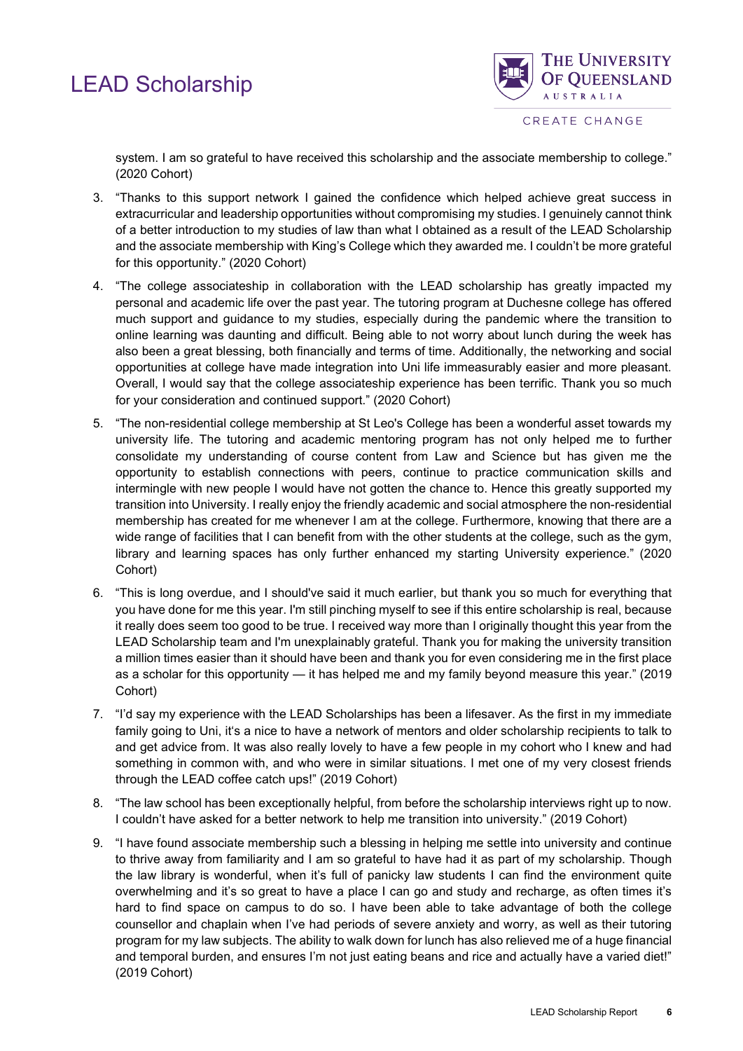system. I am so grateful to have received this scholarship and the associate membership to college." (2020 Cohort)

3. "Thanks to this support network I gained the confidence which helped achieve great success in extracurricular and leadership opportunities without compromising my studies. I genuinely cannot think of a better introduction to my studies of law than what I obtained as a result of the LEAD Scholarship and the associate membership with King's College which they awarded me. I couldn't be more grateful for this opportunity." (2020 Cohort)
4. "The college associateship in collaboration with the LEAD scholarship has greatly impacted my personal and academic life over the past year. The tutoring program at Duchesne college has offered much support and guidance to my studies, especially during the pandemic where the transition to online learning was daunting and difficult. Being able to not worry about lunch during the week has also been a great blessing, both financially and terms of time. Additionally, the networking and social opportunities at college have made integration into Uni life immeasurably easier and more pleasant. Overall, I would say that the college associateship experience has been terrific. Thank you so much for your consideration and continued support." (2020 Cohort)
5. "The non-residential college membership at St Leo's College has been a wonderful asset towards my university life. The tutoring and academic mentoring program has not only helped me to further consolidate my understanding of course content from Law and Science but has given me the opportunity to establish connections with peers, continue to practice communication skills and intermingle with new people I would have not gotten the chance to. Hence this greatly supported my transition into University. I really enjoy the friendly academic and social atmosphere the non-residential membership has created for me whenever I am at the college. Furthermore, knowing that there are a wide range of facilities that I can benefit from with the other students at the college, such as the gym, library and learning spaces has only further enhanced my starting University experience." (2020 Cohort)
6. "This is long overdue, and I should've said it much earlier, but thank you so much for everything that you have done for me this year. I'm still pinching myself to see if this entire scholarship is real, because it really does seem too good to be true. I received way more than I originally thought this year from the LEAD Scholarship team and I'm unexplainably grateful. Thank you for making the university transition a million times easier than it should have been and thank you for even considering me in the first place as a scholar for this opportunity — it has helped me and my family beyond measure this year." (2019 Cohort)
7. "I'd say my experience with the LEAD Scholarships has been a lifesaver. As the first in my immediate family going to Uni, it's a nice to have a network of mentors and older scholarship recipients to talk to and get advice from. It was also really lovely to have a few people in my cohort who I knew and had something in common with, and who were in similar situations. I met one of my very closest friends through the LEAD coffee catch ups!" (2019 Cohort)
8. "The law school has been exceptionally helpful, from before the scholarship interviews right up to now. I couldn't have asked for a better network to help me transition into university." (2019 Cohort)
9. "I have found associate membership such a blessing in helping me settle into university and continue to thrive away from familiarity and I am so grateful to have had it as part of my scholarship. Though the law library is wonderful, when it's full of panicky law students I can find the environment quite overwhelming and it's so great to have a place I can go and study and recharge, as often times it's hard to find space on campus to do so. I have been able to take advantage of both the college counsellor and chaplain when I've had periods of severe anxiety and worry, as well as their tutoring program for my law subjects. The ability to walk down for lunch has also relieved me of a huge financial and temporal burden, and ensures I'm not just eating beans and rice and actually have a varied diet!" (2019 Cohort)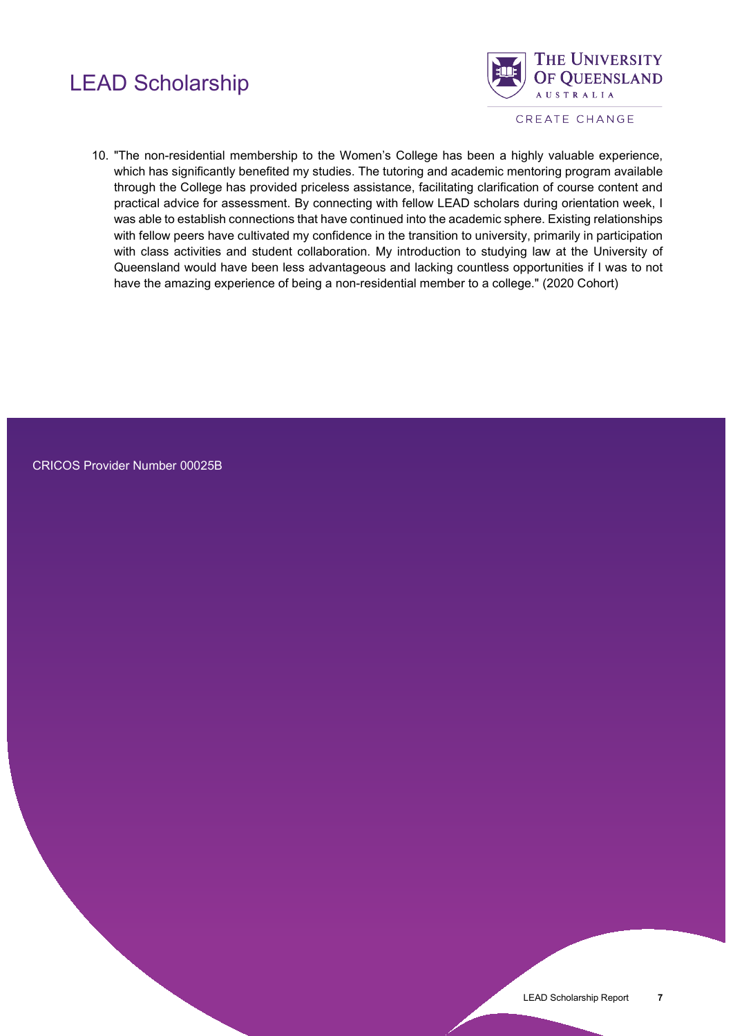10. "The non-residential membership to the Women's College has been a highly valuable experience, which has significantly benefited my studies. The tutoring and academic mentoring program available through the College has provided priceless assistance, facilitating clarification of course content and practical advice for assessment. By connecting with fellow LEAD scholars during orientation week, I was able to establish connections that have continued into the academic sphere. Existing relationships with fellow peers have cultivated my confidence in the transition to university, primarily in participation with class activities and student collaboration. My introduction to studying law at the University of Queensland would have been less advantageous and lacking countless opportunities if I was to not have the amazing experience of being a non-residential member to a college." (2020 Cohort)

CRICOS Provider Number 00025B